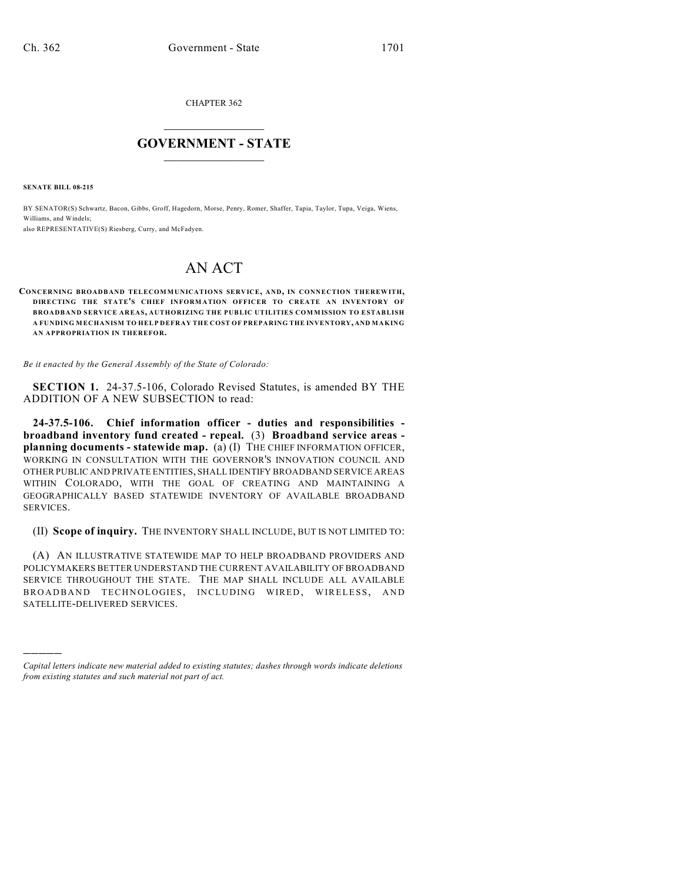CHAPTER 362

# GOVERNMENT - STATE

**SENATE BILL 08-215**

BY SENATOR(S) Schwartz, Bacon, Gibbs, Groff, Hagedorn, Morse, Penry, Romer, Shaffer, Tapia, Taylor, Tupa, Veiga, Wiens, Williams, and Windels;
also REPRESENTATIVE(S) Riesberg, Curry, and McFadyen.

# AN ACT

**CONCERNING BROADBAND TELECOMMUNICATIONS SERVICE, AND, IN CONNECTION THEREWITH, DIRECTING THE STATE'S CHIEF INFORMATION OFFICER TO CREATE AN INVENTORY OF BROADBAND SERVICE AREAS, AUTHORIZING THE PUBLIC UTILITIES COMMISSION TO ESTABLISH A FUNDING MECHANISM TO HELP DEFRAY THE COST OF PREPARING THE INVENTORY, AND MAKING AN APPROPRIATION IN THEREFOR.**

*Be it enacted by the General Assembly of the State of Colorado:*

**SECTION 1.** 24-37.5-106, Colorado Revised Statutes, is amended BY THE ADDITION OF A NEW SUBSECTION to read:

**24-37.5-106. Chief information officer - duties and responsibilities - broadband inventory fund created - repeal.** (3) **Broadband service areas - planning documents - statewide map.** (a) (I) THE CHIEF INFORMATION OFFICER, WORKING IN CONSULTATION WITH THE GOVERNOR'S INNOVATION COUNCIL AND OTHER PUBLIC AND PRIVATE ENTITIES, SHALL IDENTIFY BROADBAND SERVICE AREAS WITHIN COLORADO, WITH THE GOAL OF CREATING AND MAINTAINING A GEOGRAPHICALLY BASED STATEWIDE INVENTORY OF AVAILABLE BROADBAND SERVICES.

(II) **Scope of inquiry.** THE INVENTORY SHALL INCLUDE, BUT IS NOT LIMITED TO:

(A) AN ILLUSTRATIVE STATEWIDE MAP TO HELP BROADBAND PROVIDERS AND POLICYMAKERS BETTER UNDERSTAND THE CURRENT AVAILABILITY OF BROADBAND SERVICE THROUGHOUT THE STATE. THE MAP SHALL INCLUDE ALL AVAILABLE BROADBAND TECHNOLOGIES, INCLUDING WIRED, WIRELESS, AND SATELLITE-DELIVERED SERVICES.

---

*Capital letters indicate new material added to existing statutes; dashes through words indicate deletions from existing statutes and such material not part of act.*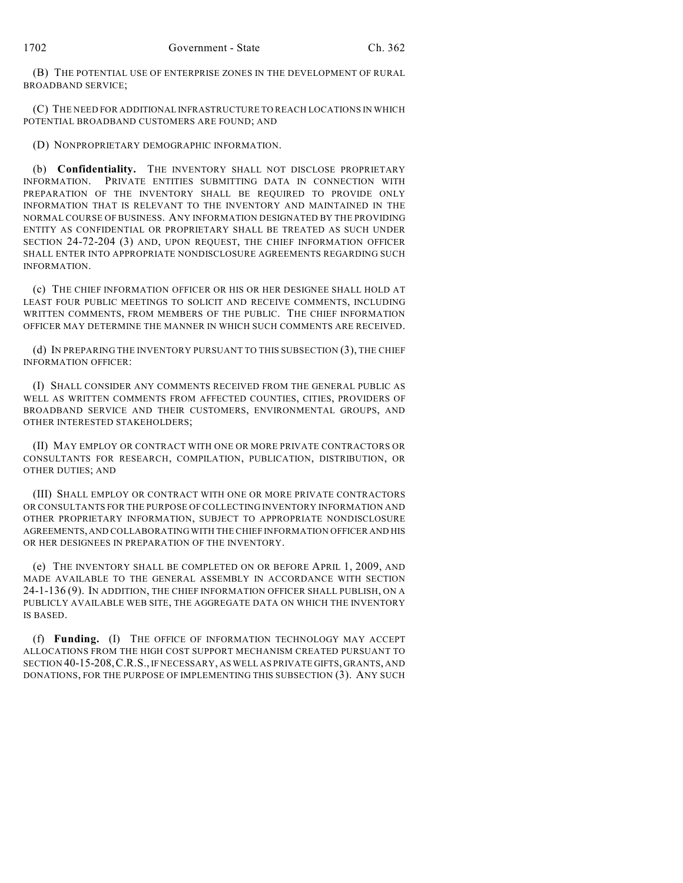(B) THE POTENTIAL USE OF ENTERPRISE ZONES IN THE DEVELOPMENT OF RURAL BROADBAND SERVICE;

(C) THE NEED FOR ADDITIONAL INFRASTRUCTURE TO REACH LOCATIONS IN WHICH POTENTIAL BROADBAND CUSTOMERS ARE FOUND; AND

(D) NONPROPRIETARY DEMOGRAPHIC INFORMATION.

(b) **Confidentiality.** THE INVENTORY SHALL NOT DISCLOSE PROPRIETARY INFORMATION. PRIVATE ENTITIES SUBMITTING DATA IN CONNECTION WITH PREPARATION OF THE INVENTORY SHALL BE REQUIRED TO PROVIDE ONLY INFORMATION THAT IS RELEVANT TO THE INVENTORY AND MAINTAINED IN THE NORMAL COURSE OF BUSINESS. ANY INFORMATION DESIGNATED BY THE PROVIDING ENTITY AS CONFIDENTIAL OR PROPRIETARY SHALL BE TREATED AS SUCH UNDER SECTION 24-72-204 (3) AND, UPON REQUEST, THE CHIEF INFORMATION OFFICER SHALL ENTER INTO APPROPRIATE NONDISCLOSURE AGREEMENTS REGARDING SUCH INFORMATION.

(c) THE CHIEF INFORMATION OFFICER OR HIS OR HER DESIGNEE SHALL HOLD AT LEAST FOUR PUBLIC MEETINGS TO SOLICIT AND RECEIVE COMMENTS, INCLUDING WRITTEN COMMENTS, FROM MEMBERS OF THE PUBLIC. THE CHIEF INFORMATION OFFICER MAY DETERMINE THE MANNER IN WHICH SUCH COMMENTS ARE RECEIVED.

(d) IN PREPARING THE INVENTORY PURSUANT TO THIS SUBSECTION (3), THE CHIEF INFORMATION OFFICER:

(I) SHALL CONSIDER ANY COMMENTS RECEIVED FROM THE GENERAL PUBLIC AS WELL AS WRITTEN COMMENTS FROM AFFECTED COUNTIES, CITIES, PROVIDERS OF BROADBAND SERVICE AND THEIR CUSTOMERS, ENVIRONMENTAL GROUPS, AND OTHER INTERESTED STAKEHOLDERS;

(II) MAY EMPLOY OR CONTRACT WITH ONE OR MORE PRIVATE CONTRACTORS OR CONSULTANTS FOR RESEARCH, COMPILATION, PUBLICATION, DISTRIBUTION, OR OTHER DUTIES; AND

(III) SHALL EMPLOY OR CONTRACT WITH ONE OR MORE PRIVATE CONTRACTORS OR CONSULTANTS FOR THE PURPOSE OF COLLECTING INVENTORY INFORMATION AND OTHER PROPRIETARY INFORMATION, SUBJECT TO APPROPRIATE NONDISCLOSURE AGREEMENTS, AND COLLABORATING WITH THE CHIEF INFORMATION OFFICER AND HIS OR HER DESIGNEES IN PREPARATION OF THE INVENTORY.

(e) THE INVENTORY SHALL BE COMPLETED ON OR BEFORE APRIL 1, 2009, AND MADE AVAILABLE TO THE GENERAL ASSEMBLY IN ACCORDANCE WITH SECTION 24-1-136 (9). IN ADDITION, THE CHIEF INFORMATION OFFICER SHALL PUBLISH, ON A PUBLICLY AVAILABLE WEB SITE, THE AGGREGATE DATA ON WHICH THE INVENTORY IS BASED.

(f) **Funding.** (I) THE OFFICE OF INFORMATION TECHNOLOGY MAY ACCEPT ALLOCATIONS FROM THE HIGH COST SUPPORT MECHANISM CREATED PURSUANT TO SECTION 40-15-208, C.R.S., IF NECESSARY, AS WELL AS PRIVATE GIFTS, GRANTS, AND DONATIONS, FOR THE PURPOSE OF IMPLEMENTING THIS SUBSECTION (3). ANY SUCH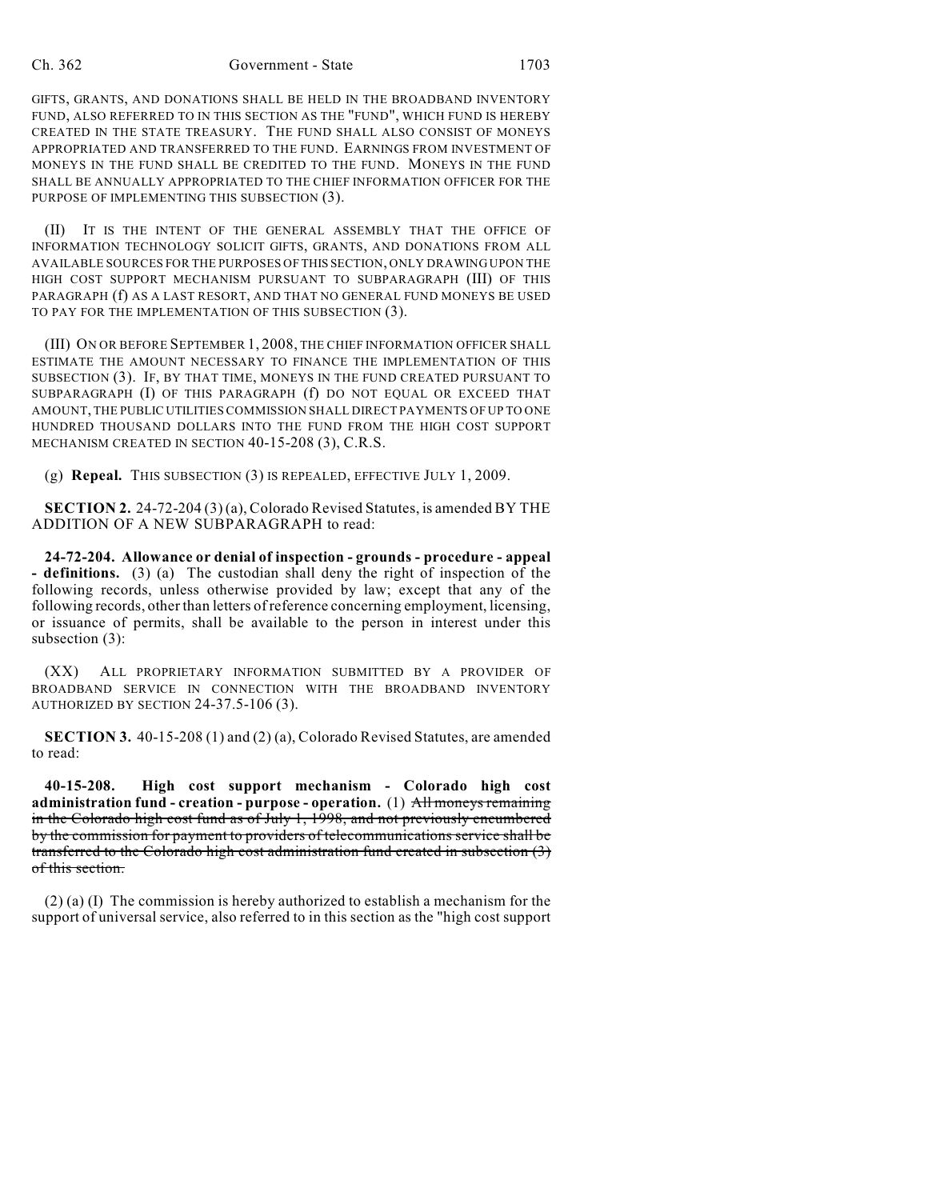GIFTS, GRANTS, AND DONATIONS SHALL BE HELD IN THE BROADBAND INVENTORY FUND, ALSO REFERRED TO IN THIS SECTION AS THE "FUND", WHICH FUND IS HEREBY CREATED IN THE STATE TREASURY. THE FUND SHALL ALSO CONSIST OF MONEYS APPROPRIATED AND TRANSFERRED TO THE FUND. EARNINGS FROM INVESTMENT OF MONEYS IN THE FUND SHALL BE CREDITED TO THE FUND. MONEYS IN THE FUND SHALL BE ANNUALLY APPROPRIATED TO THE CHIEF INFORMATION OFFICER FOR THE PURPOSE OF IMPLEMENTING THIS SUBSECTION (3).

(II) IT IS THE INTENT OF THE GENERAL ASSEMBLY THAT THE OFFICE OF INFORMATION TECHNOLOGY SOLICIT GIFTS, GRANTS, AND DONATIONS FROM ALL AVAILABLE SOURCES FOR THE PURPOSES OF THIS SECTION, ONLY DRAWING UPON THE HIGH COST SUPPORT MECHANISM PURSUANT TO SUBPARAGRAPH (III) OF THIS PARAGRAPH (f) AS A LAST RESORT, AND THAT NO GENERAL FUND MONEYS BE USED TO PAY FOR THE IMPLEMENTATION OF THIS SUBSECTION (3).

(III) ON OR BEFORE SEPTEMBER 1, 2008, THE CHIEF INFORMATION OFFICER SHALL ESTIMATE THE AMOUNT NECESSARY TO FINANCE THE IMPLEMENTATION OF THIS SUBSECTION (3). IF, BY THAT TIME, MONEYS IN THE FUND CREATED PURSUANT TO SUBPARAGRAPH (I) OF THIS PARAGRAPH (f) DO NOT EQUAL OR EXCEED THAT AMOUNT, THE PUBLIC UTILITIES COMMISSION SHALL DIRECT PAYMENTS OF UP TO ONE HUNDRED THOUSAND DOLLARS INTO THE FUND FROM THE HIGH COST SUPPORT MECHANISM CREATED IN SECTION 40-15-208 (3), C.R.S.

(g) **Repeal.** THIS SUBSECTION (3) IS REPEALED, EFFECTIVE JULY 1, 2009.

**SECTION 2.** 24-72-204 (3) (a), Colorado Revised Statutes, is amended BY THE ADDITION OF A NEW SUBPARAGRAPH to read:

**24-72-204. Allowance or denial of inspection - grounds - procedure - appeal - definitions.** (3) (a) The custodian shall deny the right of inspection of the following records, unless otherwise provided by law; except that any of the following records, other than letters of reference concerning employment, licensing, or issuance of permits, shall be available to the person in interest under this subsection (3):

(XX) ALL PROPRIETARY INFORMATION SUBMITTED BY A PROVIDER OF BROADBAND SERVICE IN CONNECTION WITH THE BROADBAND INVENTORY AUTHORIZED BY SECTION 24-37.5-106 (3).

**SECTION 3.** 40-15-208 (1) and (2) (a), Colorado Revised Statutes, are amended to read:

**40-15-208. High cost support mechanism - Colorado high cost administration fund - creation - purpose - operation.** (1) ~~All moneys remaining in the Colorado high cost fund as of July 1, 1998, and not previously encumbered by the commission for payment to providers of telecommunications service shall be transferred to the Colorado high cost administration fund created in subsection (3) of this section.~~

(2) (a) (I) The commission is hereby authorized to establish a mechanism for the support of universal service, also referred to in this section as the "high cost support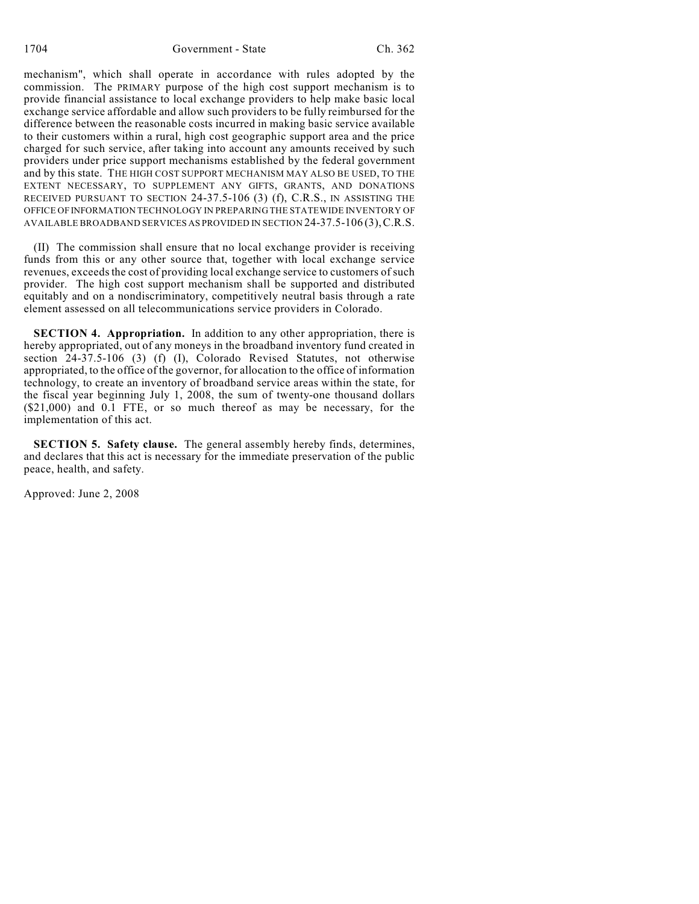mechanism", which shall operate in accordance with rules adopted by the commission. The PRIMARY purpose of the high cost support mechanism is to provide financial assistance to local exchange providers to help make basic local exchange service affordable and allow such providers to be fully reimbursed for the difference between the reasonable costs incurred in making basic service available to their customers within a rural, high cost geographic support area and the price charged for such service, after taking into account any amounts received by such providers under price support mechanisms established by the federal government and by this state. THE HIGH COST SUPPORT MECHANISM MAY ALSO BE USED, TO THE EXTENT NECESSARY, TO SUPPLEMENT ANY GIFTS, GRANTS, AND DONATIONS RECEIVED PURSUANT TO SECTION 24-37.5-106 (3) (f), C.R.S., IN ASSISTING THE OFFICE OF INFORMATION TECHNOLOGY IN PREPARING THE STATEWIDE INVENTORY OF AVAILABLE BROADBAND SERVICES AS PROVIDED IN SECTION 24-37.5-106 (3), C.R.S.

(II) The commission shall ensure that no local exchange provider is receiving funds from this or any other source that, together with local exchange service revenues, exceeds the cost of providing local exchange service to customers of such provider. The high cost support mechanism shall be supported and distributed equitably and on a nondiscriminatory, competitively neutral basis through a rate element assessed on all telecommunications service providers in Colorado.

**SECTION 4. Appropriation.** In addition to any other appropriation, there is hereby appropriated, out of any moneys in the broadband inventory fund created in section 24-37.5-106 (3) (f) (I), Colorado Revised Statutes, not otherwise appropriated, to the office of the governor, for allocation to the office of information technology, to create an inventory of broadband service areas within the state, for the fiscal year beginning July 1, 2008, the sum of twenty-one thousand dollars ($21,000) and 0.1 FTE, or so much thereof as may be necessary, for the implementation of this act.

**SECTION 5. Safety clause.** The general assembly hereby finds, determines, and declares that this act is necessary for the immediate preservation of the public peace, health, and safety.

Approved: June 2, 2008